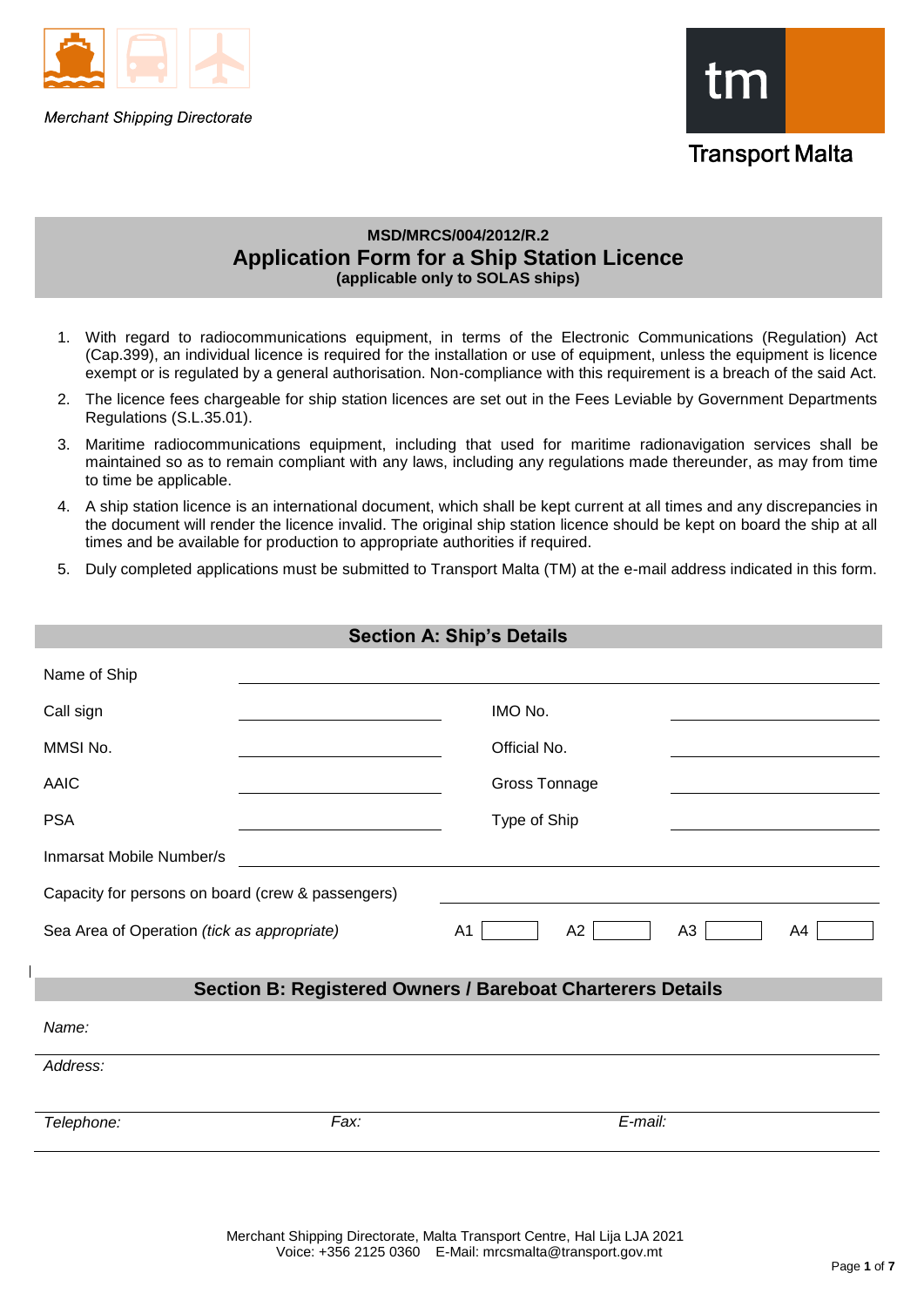Merchant Shipping Directorate

Transport Malta

**MSD/MRCS/004/2012/R.2**

# Application Form for a Ship Station Licence

**(applicable only to SOLAS ships)**

1. With regard to radiocommunications equipment, in terms of the Electronic Communications (Regulation) Act (Cap.399), an individual licence is required for the installation or use of equipment, unless the equipment is licence exempt or is regulated by a general authorisation. Non-compliance with this requirement is a breach of the said Act.
2. The licence fees chargeable for ship station licences are set out in the Fees Leviable by Government Departments Regulations (S.L.35.01).
3. Maritime radiocommunications equipment, including that used for maritime radionavigation services shall be maintained so as to remain compliant with any laws, including any regulations made thereunder, as may from time to time be applicable.
4. A ship station licence is an international document, which shall be kept current at all times and any discrepancies in the document will render the licence invalid. The original ship station licence should be kept on board the ship at all times and be available for production to appropriate authorities if required.
5. Duly completed applications must be submitted to Transport Malta (TM) at the e-mail address indicated in this form.

## Section A: Ship's Details

| | | | |
|---|---|---|---|
| Name of Ship | | | |
| Call sign | | IMO No. | |
| MMSI No. | | Official No. | |
| AAIC | | Gross Tonnage | |
| PSA | | Type of Ship | |
| Inmarsat Mobile Number/s | | | |
| Capacity for persons on board (crew & passengers) | | | |

Sea Area of Operation *(tick as appropriate)* A1 ☐ A2 ☐ A3 ☐ A4 ☐

## Section B: Registered Owners / Bareboat Charterers Details

*Name:*

*Address:*

| *Telephone:* | *Fax:* | *E-mail:* |
|---|---|---|
| | | |

Merchant Shipping Directorate, Malta Transport Centre, Hal Lija LJA 2021
Voice: +356 2125 0360 E-Mail: mrcsmalta@transport.gov.mt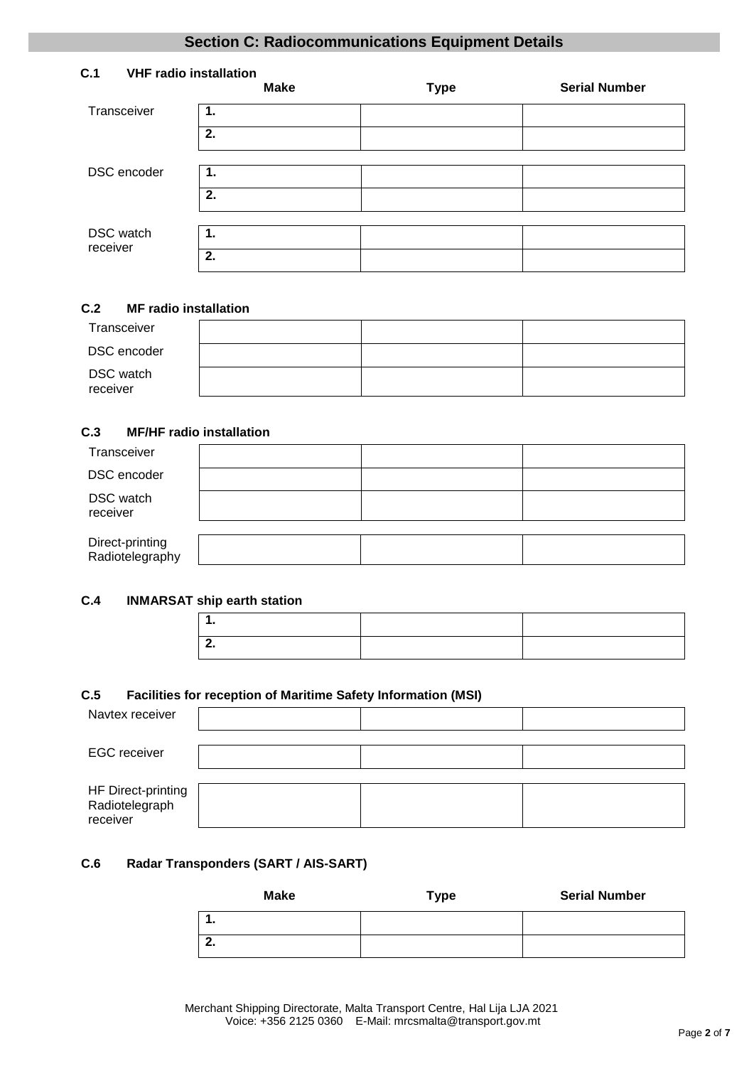## Section C: Radiocommunications Equipment Details

### C.1 VHF radio installation

| | Make | Type | Serial Number |
|---|---|---|---|
| Transceiver | 1. | | |
| | 2. | | |
| DSC encoder | 1. | | |
| | 2. | | |
| DSC watch receiver | 1. | | |
| | 2. | | |

### C.2 MF radio installation

| | Make | Type | Serial Number |
|---|---|---|---|
| Transceiver | | | |
| DSC encoder | | | |
| DSC watch receiver | | | |

### C.3 MF/HF radio installation

| | Make | Type | Serial Number |
|---|---|---|---|
| Transceiver | | | |
| DSC encoder | | | |
| DSC watch receiver | | | |
| Direct-printing Radiotelegraphy | | | |

### C.4 INMARSAT ship earth station

| Make | Type | Serial Number |
|---|---|---|
| 1. | | |
| 2. | | |

### C.5 Facilities for reception of Maritime Safety Information (MSI)

| | Make | Type | Serial Number |
|---|---|---|---|
| Navtex receiver | | | |
| EGC receiver | | | |
| HF Direct-printing Radiotelegraph receiver | | | |

### C.6 Radar Transponders (SART / AIS-SART)

| Make | Type | Serial Number |
|---|---|---|
| 1. | | |
| 2. | | |

Merchant Shipping Directorate, Malta Transport Centre, Hal Lija LJA 2021
Voice: +356 2125 0360 E-Mail: mrcsmalta@transport.gov.mt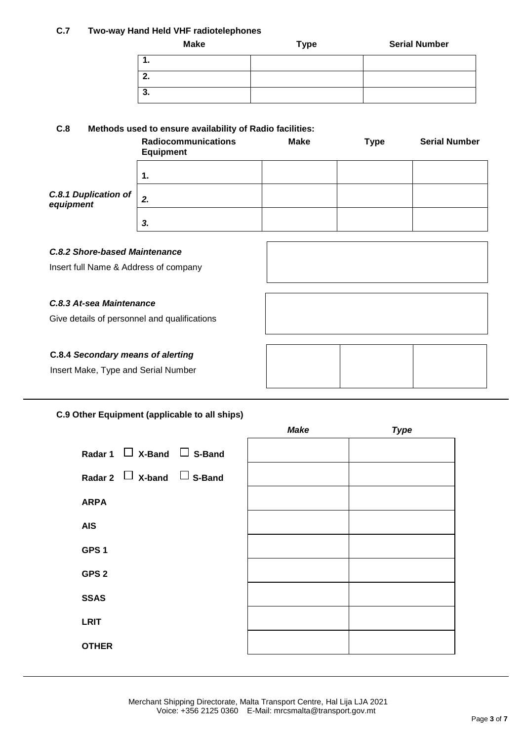### C.7 Two-way Hand Held VHF radiotelephones

| Make | Type | Serial Number |
|---|---|---|
| 1. | | |
| 2. | | |
| 3. | | |

### C.8 Methods used to ensure availability of Radio facilities:

| | Radiocommunications Equipment | Make | Type | Serial Number |
|---|---|---|---|---|
| | 1. | | | |
| *C.8.1 Duplication of equipment* | *2.* | | | |
| | *3.* | | | |

***C.8.2 Shore-based Maintenance***

Insert full Name & Address of company

| |
|---|
| |

***C.8.3 At-sea Maintenance***

Give details of personnel and qualifications

| |
|---|
| |

**C.8.4 *Secondary means of alerting***

Insert Make, Type and Serial Number

| | | |
|---|---|---|
| | | |

---

### C.9 Other Equipment (applicable to all ships)

| | *Make* | *Type* |
|---|---|---|
| **Radar 1** ☐ **X-Band** ☐ **S-Band** | | |
| **Radar 2** ☐ **X-band** ☐ **S-Band** | | |
| **ARPA** | | |
| **AIS** | | |
| **GPS 1** | | |
| **GPS 2** | | |
| **SSAS** | | |
| **LRIT** | | |
| **OTHER** | | |

Merchant Shipping Directorate, Malta Transport Centre, Hal Lija LJA 2021
Voice: +356 2125 0360 E-Mail: mrcsmalta@transport.gov.mt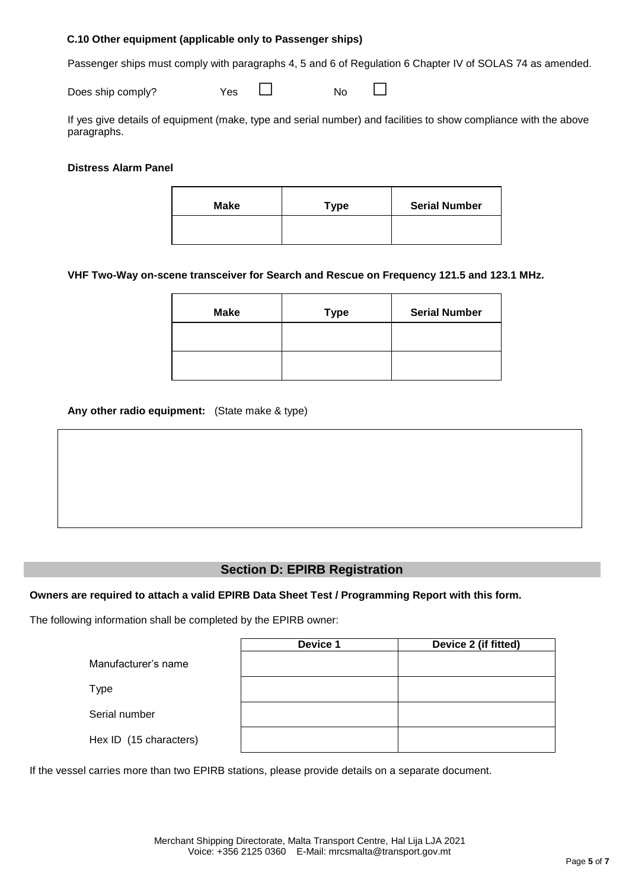**C.10 Other equipment (applicable only to Passenger ships)**

Passenger ships must comply with paragraphs 4, 5 and 6 of Regulation 6 Chapter IV of SOLAS 74 as amended.

Does ship comply? Yes ☐ No ☐

If yes give details of equipment (make, type and serial number) and facilities to show compliance with the above paragraphs.

**Distress Alarm Panel**

| Make | Type | Serial Number |
|---|---|---|
| | | |

**VHF Two-Way on-scene transceiver for Search and Rescue on Frequency 121.5 and 123.1 MHz.**

| Make | Type | Serial Number |
|---|---|---|
| | | |
| | | |

**Any other radio equipment:** (State make & type)

## Section D: EPIRB Registration

**Owners are required to attach a valid EPIRB Data Sheet Test / Programming Report with this form.**

The following information shall be completed by the EPIRB owner:

| | Device 1 | Device 2 (if fitted) |
|---|---|---|
| Manufacturer's name | | |
| Type | | |
| Serial number | | |
| Hex ID (15 characters) | | |

If the vessel carries more than two EPIRB stations, please provide details on a separate document.

Merchant Shipping Directorate, Malta Transport Centre, Hal Lija LJA 2021
Voice: +356 2125 0360 E-Mail: mrcsmalta@transport.gov.mt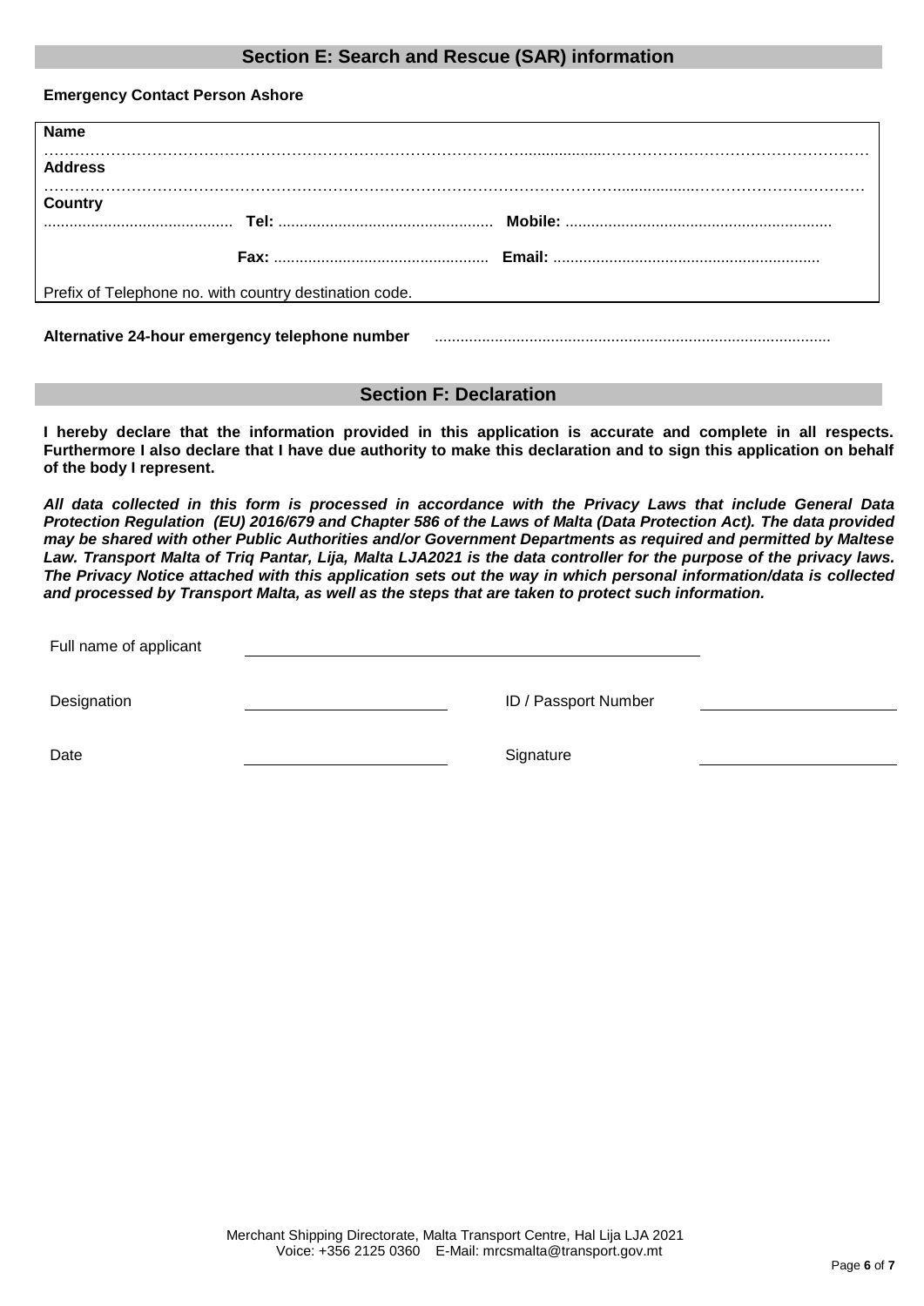## Section E: Search and Rescue (SAR) information

**Emergency Contact Person Ashore**

**Name**
……………………………………………………………………………………………………………………………………

**Address**
……………………………………………………………………………………………………………………………………

**Country**
........................................... **Tel:** ................................................. **Mobile:** .............................................................

**Fax:** ................................................. **Email:** .............................................................

Prefix of Telephone no. with country destination code.

**Alternative 24-hour emergency telephone number** ..........................................................................................

## Section F: Declaration

**I hereby declare that the information provided in this application is accurate and complete in all respects. Furthermore I also declare that I have due authority to make this declaration and to sign this application on behalf of the body I represent.**

***All data collected in this form is processed in accordance with the Privacy Laws that include General Data Protection Regulation (EU) 2016/679 and Chapter 586 of the Laws of Malta (Data Protection Act). The data provided may be shared with other Public Authorities and/or Government Departments as required and permitted by Maltese Law. Transport Malta of Triq Pantar, Lija, Malta LJA2021 is the data controller for the purpose of the privacy laws. The Privacy Notice attached with this application sets out the way in which personal information/data is collected and processed by Transport Malta, as well as the steps that are taken to protect such information.***

Full name of applicant ______________________________

Designation ______________________ ID / Passport Number ______________________

Date ______________________ Signature ______________________

Merchant Shipping Directorate, Malta Transport Centre, Hal Lija LJA 2021
Voice: +356 2125 0360 E-Mail: mrcsmalta@transport.gov.mt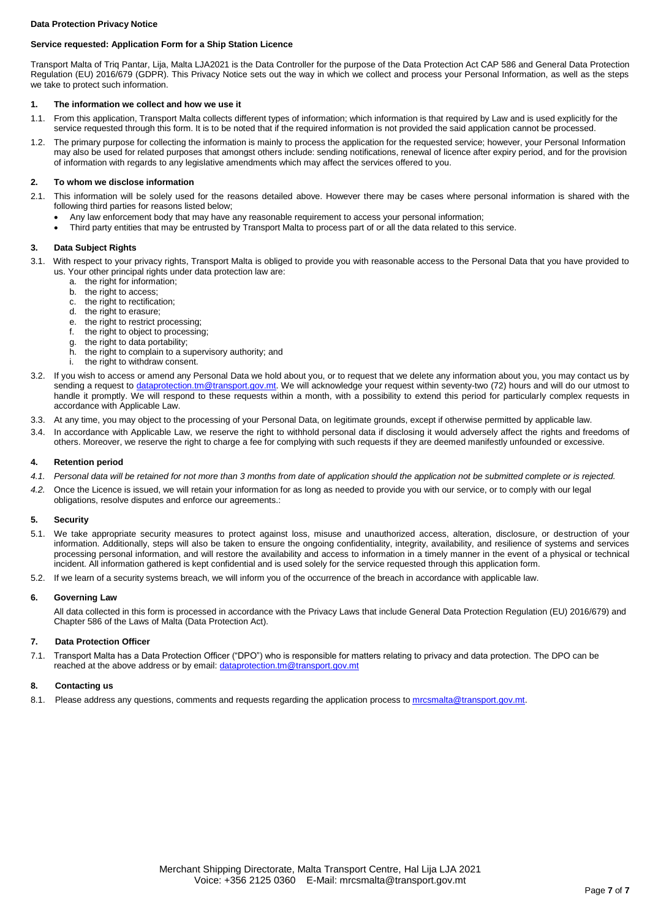**Data Protection Privacy Notice**

**Service requested: Application Form for a Ship Station Licence**

Transport Malta of Triq Pantar, Lija, Malta LJA2021 is the Data Controller for the purpose of the Data Protection Act CAP 586 and General Data Protection Regulation (EU) 2016/679 (GDPR). This Privacy Notice sets out the way in which we collect and process your Personal Information, as well as the steps we take to protect such information.

**1. The information we collect and how we use it**

1.1. From this application, Transport Malta collects different types of information; which information is that required by Law and is used explicitly for the service requested through this form. It is to be noted that if the required information is not provided the said application cannot be processed.

1.2. The primary purpose for collecting the information is mainly to process the application for the requested service; however, your Personal Information may also be used for related purposes that amongst others include: sending notifications, renewal of licence after expiry period, and for the provision of information with regards to any legislative amendments which may affect the services offered to you.

**2. To whom we disclose information**

2.1. This information will be solely used for the reasons detailed above. However there may be cases where personal information is shared with the following third parties for reasons listed below;

- Any law enforcement body that may have any reasonable requirement to access your personal information;
- Third party entities that may be entrusted by Transport Malta to process part of or all the data related to this service.

**3. Data Subject Rights**

3.1. With respect to your privacy rights, Transport Malta is obliged to provide you with reasonable access to the Personal Data that you have provided to us. Your other principal rights under data protection law are:

a. the right for information;
b. the right to access;
c. the right to rectification;
d. the right to erasure;
e. the right to restrict processing;
f. the right to object to processing;
g. the right to data portability;
h. the right to complain to a supervisory authority; and
i. the right to withdraw consent.

3.2. If you wish to access or amend any Personal Data we hold about you, or to request that we delete any information about you, you may contact us by sending a request to dataprotection.tm@transport.gov.mt. We will acknowledge your request within seventy-two (72) hours and will do our utmost to handle it promptly. We will respond to these requests within a month, with a possibility to extend this period for particularly complex requests in accordance with Applicable Law.

3.3. At any time, you may object to the processing of your Personal Data, on legitimate grounds, except if otherwise permitted by applicable law.

3.4. In accordance with Applicable Law, we reserve the right to withhold personal data if disclosing it would adversely affect the rights and freedoms of others. Moreover, we reserve the right to charge a fee for complying with such requests if they are deemed manifestly unfounded or excessive.

**4. Retention period**

*4.1. Personal data will be retained for not more than 3 months from date of application should the application not be submitted complete or is rejected.*

*4.2.* Once the Licence is issued, we will retain your information for as long as needed to provide you with our service, or to comply with our legal obligations, resolve disputes and enforce our agreements.:

**5. Security**

5.1. We take appropriate security measures to protect against loss, misuse and unauthorized access, alteration, disclosure, or destruction of your information. Additionally, steps will also be taken to ensure the ongoing confidentiality, integrity, availability, and resilience of systems and services processing personal information, and will restore the availability and access to information in a timely manner in the event of a physical or technical incident. All information gathered is kept confidential and is used solely for the service requested through this application form.

5.2. If we learn of a security systems breach, we will inform you of the occurrence of the breach in accordance with applicable law.

**6. Governing Law**

All data collected in this form is processed in accordance with the Privacy Laws that include General Data Protection Regulation (EU) 2016/679) and Chapter 586 of the Laws of Malta (Data Protection Act).

**7. Data Protection Officer**

7.1. Transport Malta has a Data Protection Officer ("DPO") who is responsible for matters relating to privacy and data protection. The DPO can be reached at the above address or by email: dataprotection.tm@transport.gov.mt

**8. Contacting us**

8.1. Please address any questions, comments and requests regarding the application process to mrcsmalta@transport.gov.mt.

Merchant Shipping Directorate, Malta Transport Centre, Hal Lija LJA 2021
Voice: +356 2125 0360 E-Mail: mrcsmalta@transport.gov.mt